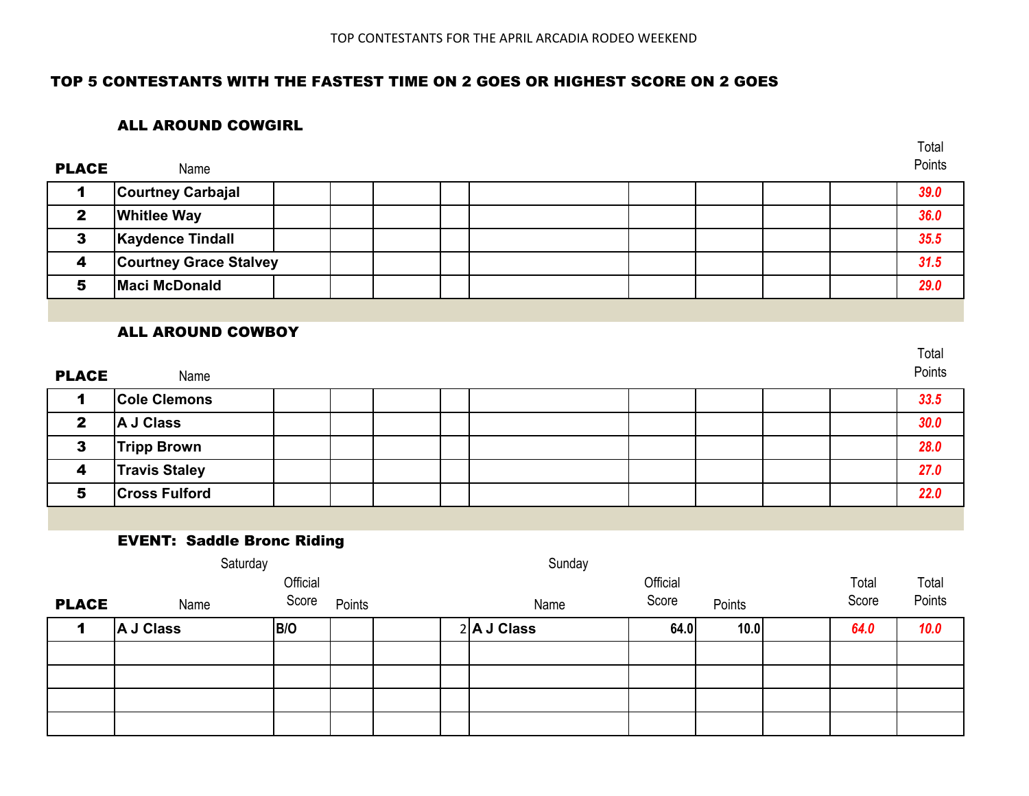TOP CONTESTANTS FOR THE APRIL ARCADIA RODEO WEEKEND

## TOP 5 CONTESTANTS WITH THE FASTEST TIME ON 2 GOES OR HIGHEST SCORE ON 2 GOES

### ALL AROUND COWGIRL

| PLACE | Name | | | | | | | | | | Total Points |
|---|---|---|---|---|---|---|---|---|---|---|---|
| 1 | Courtney Carbajal | | | | | | | | | | *39.0* |
| 2 | Whitlee Way | | | | | | | | | | *36.0* |
| 3 | Kaydence Tindall | | | | | | | | | | *35.5* |
| 4 | Courtney Grace Stalvey | | | | | | | | | | *31.5* |
| 5 | Maci McDonald | | | | | | | | | | *29.0* |

### ALL AROUND COWBOY

| PLACE | Name | | | | | | | | | | Total Points |
|---|---|---|---|---|---|---|---|---|---|---|---|
| 1 | Cole Clemons | | | | | | | | | | *33.5* |
| 2 | A J Class | | | | | | | | | | *30.0* |
| 3 | Tripp Brown | | | | | | | | | | *28.0* |
| 4 | Travis Staley | | | | | | | | | | *27.0* |
| 5 | Cross Fulford | | | | | | | | | | *22.0* |

### EVENT: Saddle Bronc Riding

| | Saturday | | | | | Sunday | | | | | |
|---|---|---|---|---|---|---|---|---|---|---|---|
| PLACE | Name | Official Score | Points | | | Name | Official Score | Points | | Total Score | Total Points |
| 1 | A J Class | B/O | | | 2 | A J Class | 64.0 | 10.0 | | *64.0* | *10.0* |
| | | | | | | | | | | | |
| | | | | | | | | | | | |
| | | | | | | | | | | | |
| | | | | | | | | | | | |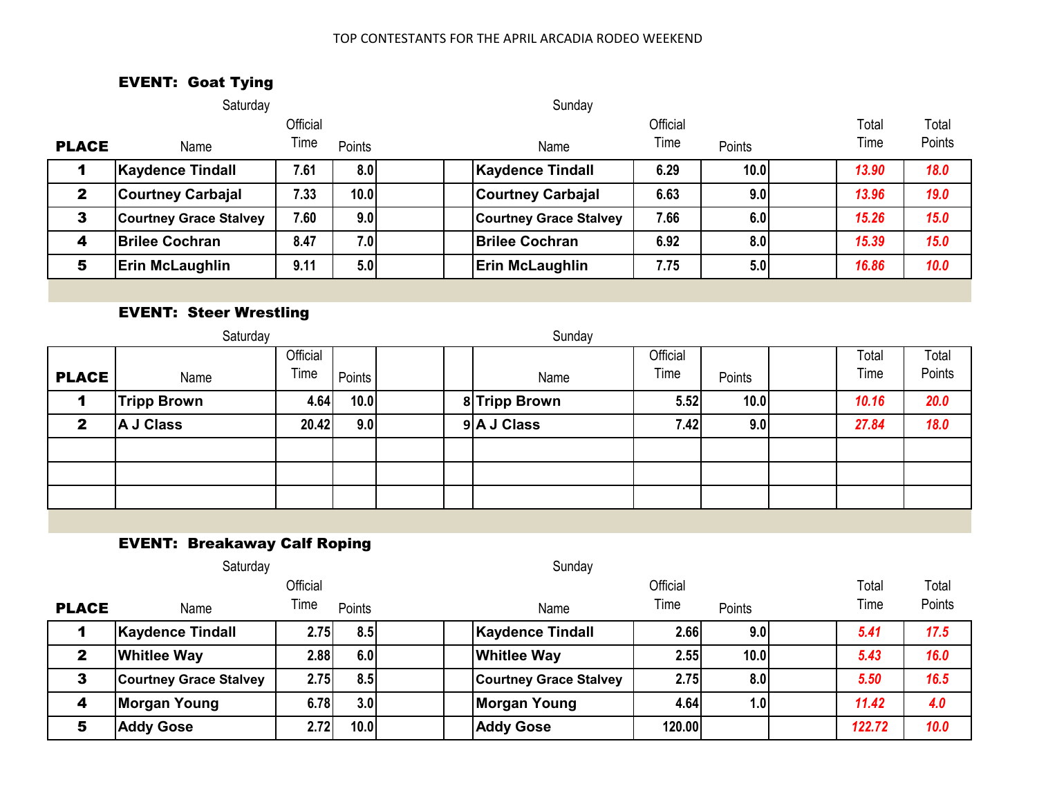TOP CONTESTANTS FOR THE APRIL ARCADIA RODEO WEEKEND

### EVENT: Goat Tying

| PLACE | Saturday Name | Official Time | Points | | | Sunday Name | Official Time | Points | | Total Time | Total Points |
|---|---|---|---|---|---|---|---|---|---|---|---|
| 1 | Kaydence Tindall | 7.61 | 8.0 | | | Kaydence Tindall | 6.29 | 10.0 | | 13.90 | 18.0 |
| 2 | Courtney Carbajal | 7.33 | 10.0 | | | Courtney Carbajal | 6.63 | 9.0 | | 13.96 | 19.0 |
| 3 | Courtney Grace Stalvey | 7.60 | 9.0 | | | Courtney Grace Stalvey | 7.66 | 6.0 | | 15.26 | 15.0 |
| 4 | Brilee Cochran | 8.47 | 7.0 | | | Brilee Cochran | 6.92 | 8.0 | | 15.39 | 15.0 |
| 5 | Erin McLaughlin | 9.11 | 5.0 | | | Erin McLaughlin | 7.75 | 5.0 | | 16.86 | 10.0 |

### EVENT: Steer Wrestling

| PLACE | Saturday Name | Official Time | Points | | | Sunday Name | Official Time | Points | | Total Time | Total Points |
|---|---|---|---|---|---|---|---|---|---|---|---|
| 1 | Tripp Brown | 4.64 | 10.0 | | 8 | Tripp Brown | 5.52 | 10.0 | | 10.16 | 20.0 |
| 2 | A J Class | 20.42 | 9.0 | | 9 | A J Class | 7.42 | 9.0 | | 27.84 | 18.0 |
| | | | | | | | | | | | |
| | | | | | | | | | | | |
| | | | | | | | | | | | |

### EVENT: Breakaway Calf Roping

| PLACE | Saturday Name | Official Time | Points | | | Sunday Name | Official Time | Points | | Total Time | Total Points |
|---|---|---|---|---|---|---|---|---|---|---|---|
| 1 | Kaydence Tindall | 2.75 | 8.5 | | | Kaydence Tindall | 2.66 | 9.0 | | 5.41 | 17.5 |
| 2 | Whitlee Way | 2.88 | 6.0 | | | Whitlee Way | 2.55 | 10.0 | | 5.43 | 16.0 |
| 3 | Courtney Grace Stalvey | 2.75 | 8.5 | | | Courtney Grace Stalvey | 2.75 | 8.0 | | 5.50 | 16.5 |
| 4 | Morgan Young | 6.78 | 3.0 | | | Morgan Young | 4.64 | 1.0 | | 11.42 | 4.0 |
| 5 | Addy Gose | 2.72 | 10.0 | | | Addy Gose | 120.00 | | | 122.72 | 10.0 |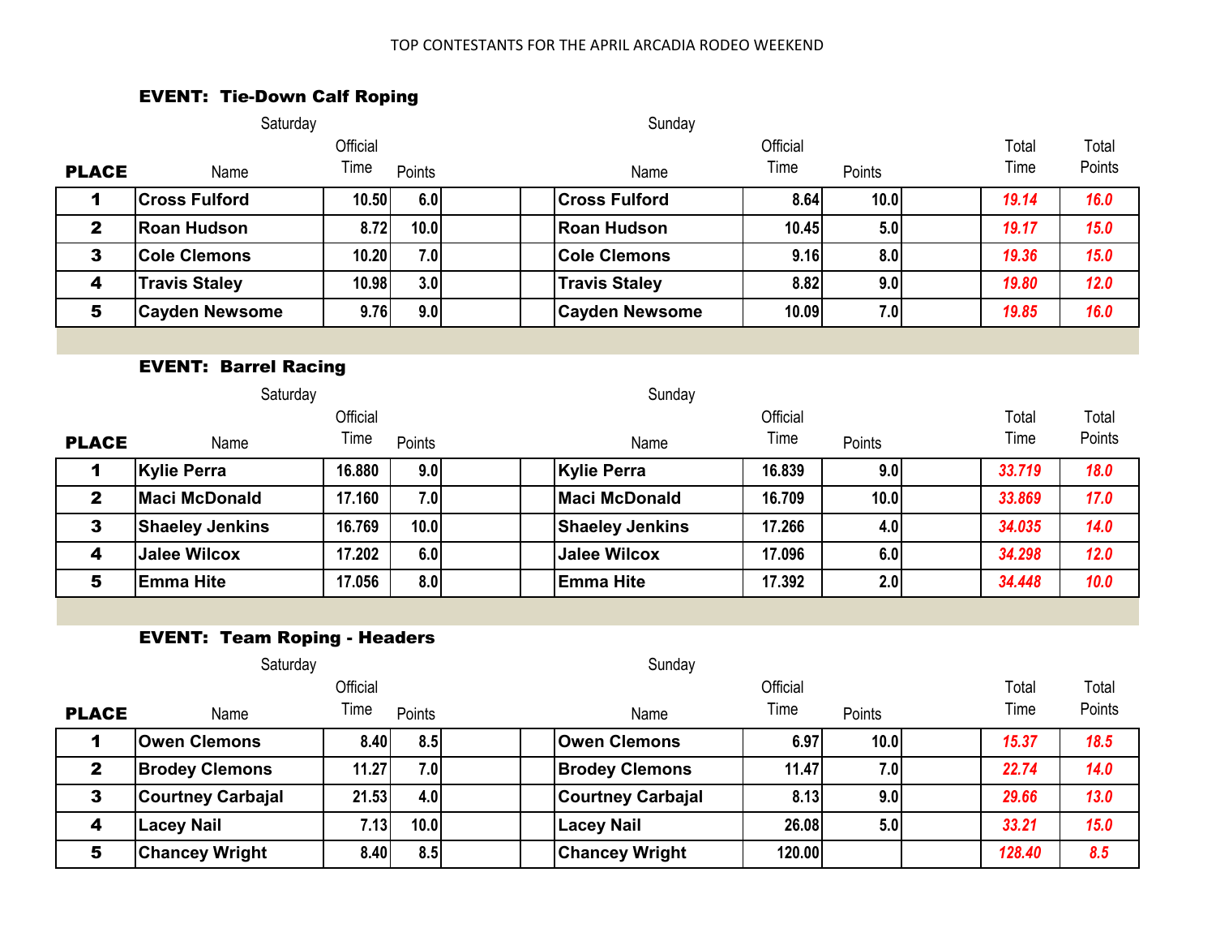TOP CONTESTANTS FOR THE APRIL ARCADIA RODEO WEEKEND

## EVENT: Tie-Down Calf Roping

| PLACE | Saturday Name | Official Time | Points | | | Sunday Name | Official Time | Points | | Total Time | Total Points |
|---|---|---|---|---|---|---|---|---|---|---|---|
| 1 | Cross Fulford | 10.50 | 6.0 | | | Cross Fulford | 8.64 | 10.0 | | 19.14 | 16.0 |
| 2 | Roan Hudson | 8.72 | 10.0 | | | Roan Hudson | 10.45 | 5.0 | | 19.17 | 15.0 |
| 3 | Cole Clemons | 10.20 | 7.0 | | | Cole Clemons | 9.16 | 8.0 | | 19.36 | 15.0 |
| 4 | Travis Staley | 10.98 | 3.0 | | | Travis Staley | 8.82 | 9.0 | | 19.80 | 12.0 |
| 5 | Cayden Newsome | 9.76 | 9.0 | | | Cayden Newsome | 10.09 | 7.0 | | 19.85 | 16.0 |

## EVENT: Barrel Racing

| PLACE | Saturday Name | Official Time | Points | | | Sunday Name | Official Time | Points | | Total Time | Total Points |
|---|---|---|---|---|---|---|---|---|---|---|---|
| 1 | Kylie Perra | 16.880 | 9.0 | | | Kylie Perra | 16.839 | 9.0 | | 33.719 | 18.0 |
| 2 | Maci McDonald | 17.160 | 7.0 | | | Maci McDonald | 16.709 | 10.0 | | 33.869 | 17.0 |
| 3 | Shaeley Jenkins | 16.769 | 10.0 | | | Shaeley Jenkins | 17.266 | 4.0 | | 34.035 | 14.0 |
| 4 | Jalee Wilcox | 17.202 | 6.0 | | | Jalee Wilcox | 17.096 | 6.0 | | 34.298 | 12.0 |
| 5 | Emma Hite | 17.056 | 8.0 | | | Emma Hite | 17.392 | 2.0 | | 34.448 | 10.0 |

## EVENT: Team Roping - Headers

| PLACE | Saturday Name | Official Time | Points | | | Sunday Name | Official Time | Points | | Total Time | Total Points |
|---|---|---|---|---|---|---|---|---|---|---|---|
| 1 | Owen Clemons | 8.40 | 8.5 | | | Owen Clemons | 6.97 | 10.0 | | 15.37 | 18.5 |
| 2 | Brodey Clemons | 11.27 | 7.0 | | | Brodey Clemons | 11.47 | 7.0 | | 22.74 | 14.0 |
| 3 | Courtney Carbajal | 21.53 | 4.0 | | | Courtney Carbajal | 8.13 | 9.0 | | 29.66 | 13.0 |
| 4 | Lacey Nail | 7.13 | 10.0 | | | Lacey Nail | 26.08 | 5.0 | | 33.21 | 15.0 |
| 5 | Chancey Wright | 8.40 | 8.5 | | | Chancey Wright | 120.00 | | | 128.40 | 8.5 |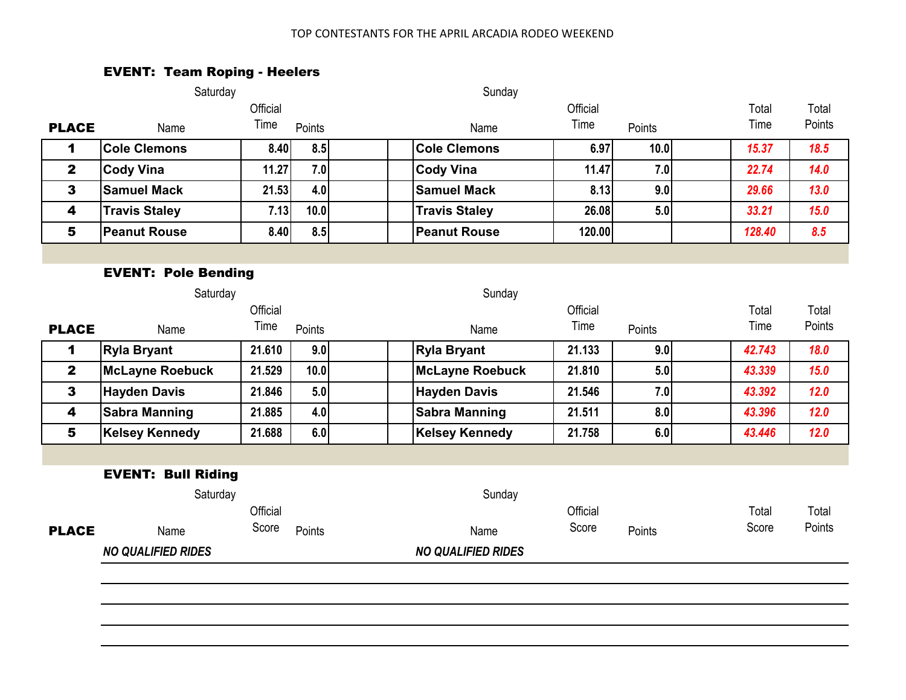TOP CONTESTANTS FOR THE APRIL ARCADIA RODEO WEEKEND

### EVENT: Team Roping - Heelers

| PLACE | Saturday Name | Official Time | Points | | | Sunday Name | Official Time | Points | | Total Time | Total Points |
|---|---|---|---|---|---|---|---|---|---|---|---|
| 1 | **Cole Clemons** | 8.40 | 8.5 | | | **Cole Clemons** | 6.97 | 10.0 | | *15.37* | *18.5* |
| 2 | **Cody Vina** | 11.27 | 7.0 | | | **Cody Vina** | 11.47 | 7.0 | | *22.74* | *14.0* |
| 3 | **Samuel Mack** | 21.53 | 4.0 | | | **Samuel Mack** | 8.13 | 9.0 | | *29.66* | *13.0* |
| 4 | **Travis Staley** | 7.13 | 10.0 | | | **Travis Staley** | 26.08 | 5.0 | | *33.21* | *15.0* |
| 5 | **Peanut Rouse** | 8.40 | 8.5 | | | **Peanut Rouse** | 120.00 | | | *128.40* | *8.5* |

### EVENT: Pole Bending

| PLACE | Saturday Name | Official Time | Points | | | Sunday Name | Official Time | Points | | Total Time | Total Points |
|---|---|---|---|---|---|---|---|---|---|---|---|
| 1 | **Ryla Bryant** | 21.610 | 9.0 | | | **Ryla Bryant** | 21.133 | 9.0 | | *42.743* | *18.0* |
| 2 | **McLayne Roebuck** | 21.529 | 10.0 | | | **McLayne Roebuck** | 21.810 | 5.0 | | *43.339* | *15.0* |
| 3 | **Hayden Davis** | 21.846 | 5.0 | | | **Hayden Davis** | 21.546 | 7.0 | | *43.392* | *12.0* |
| 4 | **Sabra Manning** | 21.885 | 4.0 | | | **Sabra Manning** | 21.511 | 8.0 | | *43.396* | *12.0* |
| 5 | **Kelsey Kennedy** | 21.688 | 6.0 | | | **Kelsey Kennedy** | 21.758 | 6.0 | | *43.446* | *12.0* |

### EVENT: Bull Riding

| PLACE | Saturday Name | Official Score | Points | Sunday Name | Official Score | Points | Total Score | Total Points |
|---|---|---|---|---|---|---|---|---|
| | ***NO QUALIFIED RIDES*** | | | ***NO QUALIFIED RIDES*** | | | | |
| | | | | | | | | |
| | | | | | | | | |
| | | | | | | | | |
| | | | | | | | | |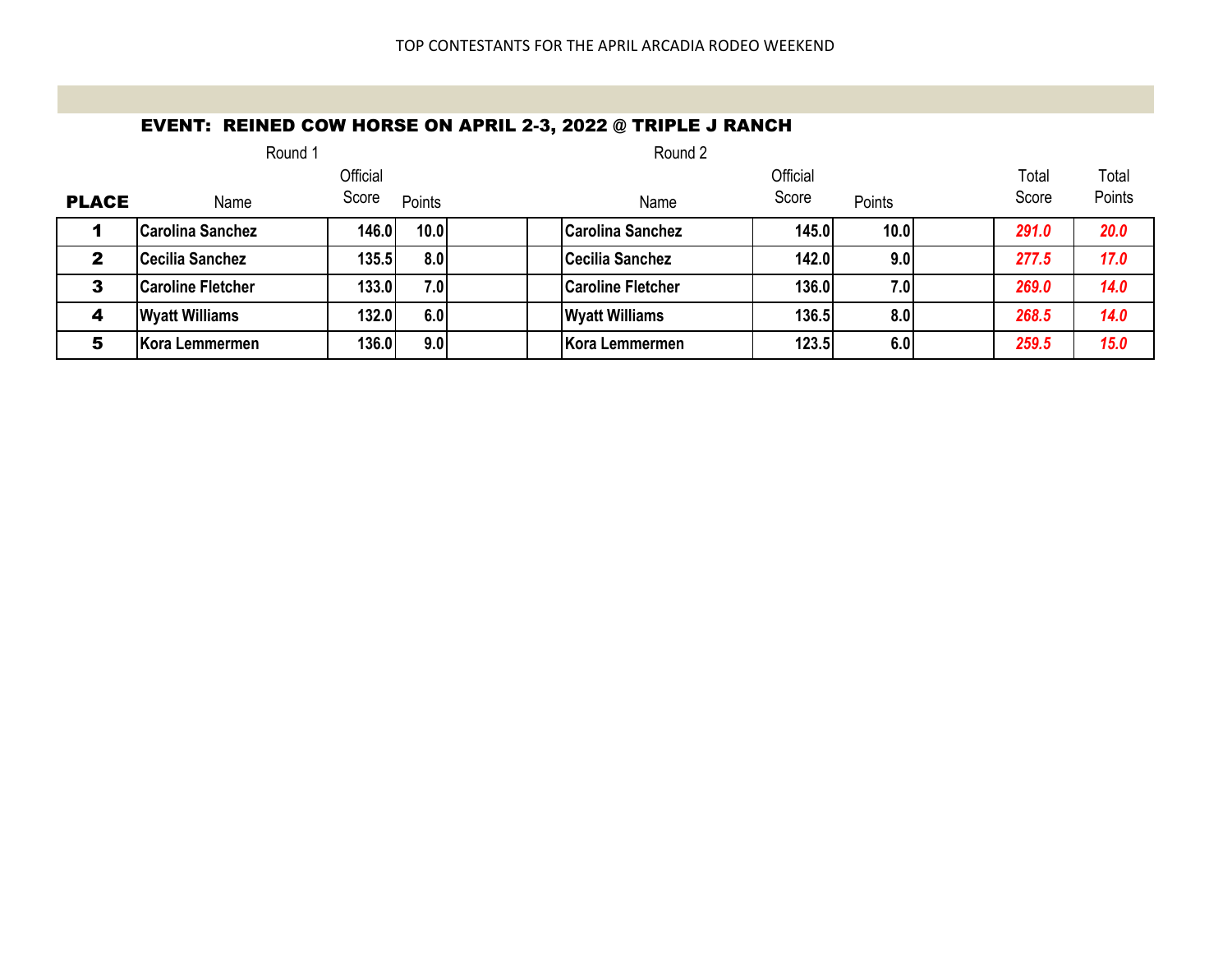TOP CONTESTANTS FOR THE APRIL ARCADIA RODEO WEEKEND

## EVENT: REINED COW HORSE ON APRIL 2-3, 2022 @ TRIPLE J RANCH

| | Round 1 | | | | | Round 2 | | | | | |
|---|---|---|---|---|---|---|---|---|---|---|---|
| **PLACE** | Name | Official Score | Points | | | Name | Official Score | Points | | Total Score | Total Points |
| **1** | **Carolina Sanchez** | **146.0** | **10.0** | | | **Carolina Sanchez** | **145.0** | **10.0** | | ***291.0*** | ***20.0*** |
| **2** | **Cecilia Sanchez** | **135.5** | **8.0** | | | **Cecilia Sanchez** | **142.0** | **9.0** | | ***277.5*** | ***17.0*** |
| **3** | **Caroline Fletcher** | **133.0** | **7.0** | | | **Caroline Fletcher** | **136.0** | **7.0** | | ***269.0*** | ***14.0*** |
| **4** | **Wyatt Williams** | **132.0** | **6.0** | | | **Wyatt Williams** | **136.5** | **8.0** | | ***268.5*** | ***14.0*** |
| **5** | **Kora Lemmermen** | **136.0** | **9.0** | | | **Kora Lemmermen** | **123.5** | **6.0** | | ***259.5*** | ***15.0*** |